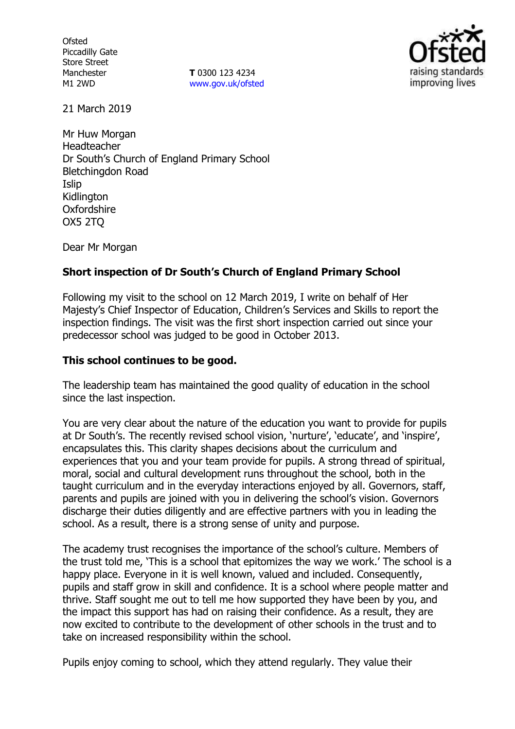Ofsted
Piccadilly Gate
Store Street
Manchester
M1 2WD

**T** 0300 123 4234
www.gov.uk/ofsted

21 March 2019

Mr Huw Morgan
Headteacher
Dr South's Church of England Primary School
Bletchingdon Road
Islip
Kidlington
Oxfordshire
OX5 2TQ

Dear Mr Morgan

**Short inspection of Dr South's Church of England Primary School**

Following my visit to the school on 12 March 2019, I write on behalf of Her Majesty's Chief Inspector of Education, Children's Services and Skills to report the inspection findings. The visit was the first short inspection carried out since your predecessor school was judged to be good in October 2013.

**This school continues to be good.**

The leadership team has maintained the good quality of education in the school since the last inspection.

You are very clear about the nature of the education you want to provide for pupils at Dr South's. The recently revised school vision, 'nurture', 'educate', and 'inspire', encapsulates this. This clarity shapes decisions about the curriculum and experiences that you and your team provide for pupils. A strong thread of spiritual, moral, social and cultural development runs throughout the school, both in the taught curriculum and in the everyday interactions enjoyed by all. Governors, staff, parents and pupils are joined with you in delivering the school's vision. Governors discharge their duties diligently and are effective partners with you in leading the school. As a result, there is a strong sense of unity and purpose.

The academy trust recognises the importance of the school's culture. Members of the trust told me, 'This is a school that epitomizes the way we work.' The school is a happy place. Everyone in it is well known, valued and included. Consequently, pupils and staff grow in skill and confidence. It is a school where people matter and thrive. Staff sought me out to tell me how supported they have been by you, and the impact this support has had on raising their confidence. As a result, they are now excited to contribute to the development of other schools in the trust and to take on increased responsibility within the school.

Pupils enjoy coming to school, which they attend regularly. They value their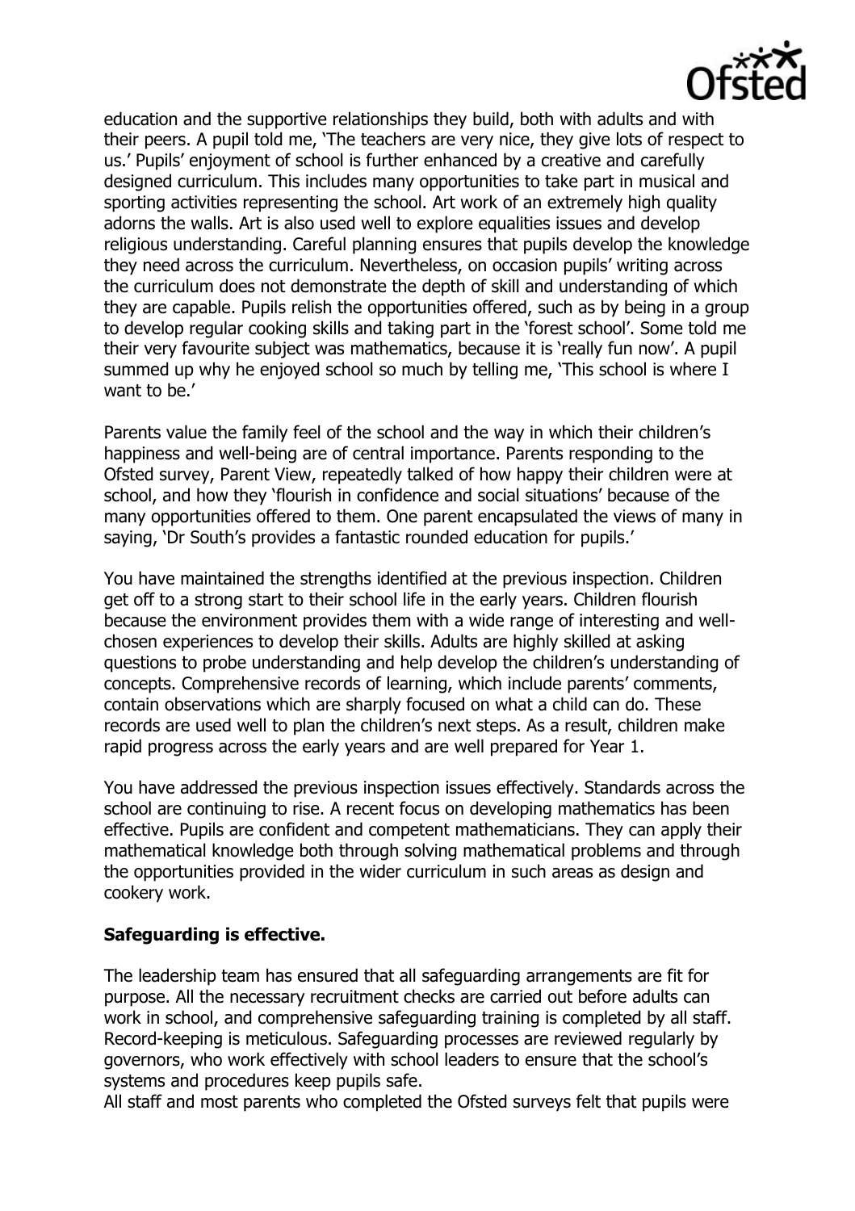education and the supportive relationships they build, both with adults and with their peers. A pupil told me, 'The teachers are very nice, they give lots of respect to us.' Pupils' enjoyment of school is further enhanced by a creative and carefully designed curriculum. This includes many opportunities to take part in musical and sporting activities representing the school. Art work of an extremely high quality adorns the walls. Art is also used well to explore equalities issues and develop religious understanding. Careful planning ensures that pupils develop the knowledge they need across the curriculum. Nevertheless, on occasion pupils' writing across the curriculum does not demonstrate the depth of skill and understanding of which they are capable. Pupils relish the opportunities offered, such as by being in a group to develop regular cooking skills and taking part in the 'forest school'. Some told me their very favourite subject was mathematics, because it is 'really fun now'. A pupil summed up why he enjoyed school so much by telling me, 'This school is where I want to be.'

Parents value the family feel of the school and the way in which their children's happiness and well-being are of central importance. Parents responding to the Ofsted survey, Parent View, repeatedly talked of how happy their children were at school, and how they 'flourish in confidence and social situations' because of the many opportunities offered to them. One parent encapsulated the views of many in saying, 'Dr South's provides a fantastic rounded education for pupils.'

You have maintained the strengths identified at the previous inspection. Children get off to a strong start to their school life in the early years. Children flourish because the environment provides them with a wide range of interesting and well-chosen experiences to develop their skills. Adults are highly skilled at asking questions to probe understanding and help develop the children's understanding of concepts. Comprehensive records of learning, which include parents' comments, contain observations which are sharply focused on what a child can do. These records are used well to plan the children's next steps. As a result, children make rapid progress across the early years and are well prepared for Year 1.

You have addressed the previous inspection issues effectively. Standards across the school are continuing to rise. A recent focus on developing mathematics has been effective. Pupils are confident and competent mathematicians. They can apply their mathematical knowledge both through solving mathematical problems and through the opportunities provided in the wider curriculum in such areas as design and cookery work.

**Safeguarding is effective.**

The leadership team has ensured that all safeguarding arrangements are fit for purpose. All the necessary recruitment checks are carried out before adults can work in school, and comprehensive safeguarding training is completed by all staff. Record-keeping is meticulous. Safeguarding processes are reviewed regularly by governors, who work effectively with school leaders to ensure that the school's systems and procedures keep pupils safe.

All staff and most parents who completed the Ofsted surveys felt that pupils were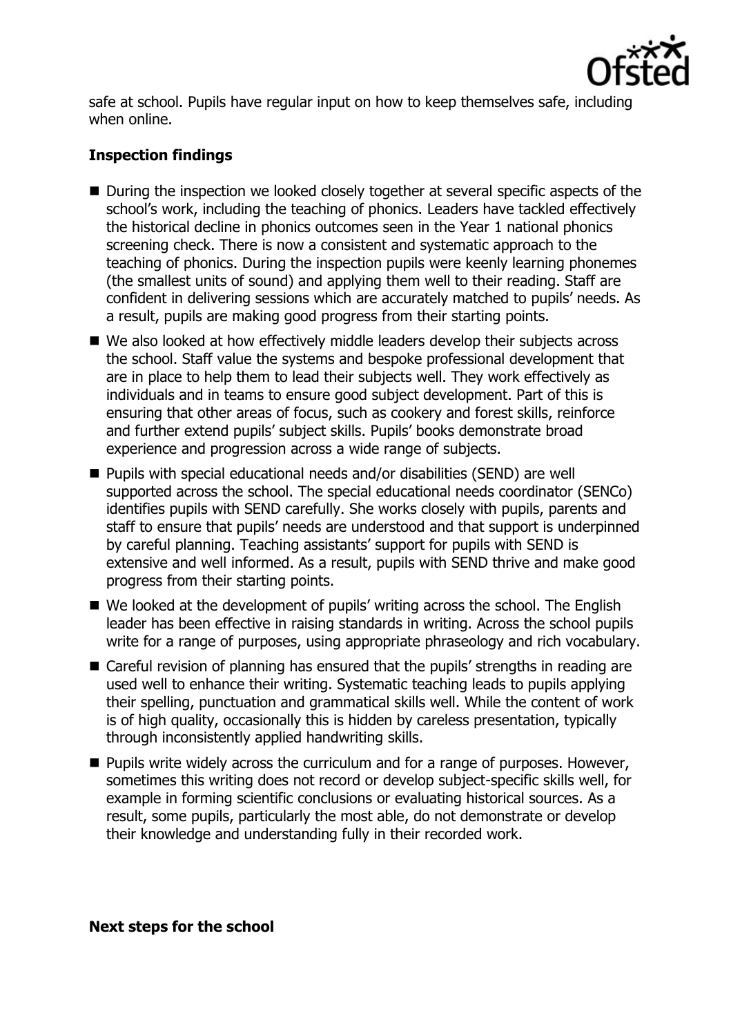safe at school. Pupils have regular input on how to keep themselves safe, including when online.

**Inspection findings**

- During the inspection we looked closely together at several specific aspects of the school's work, including the teaching of phonics. Leaders have tackled effectively the historical decline in phonics outcomes seen in the Year 1 national phonics screening check. There is now a consistent and systematic approach to the teaching of phonics. During the inspection pupils were keenly learning phonemes (the smallest units of sound) and applying them well to their reading. Staff are confident in delivering sessions which are accurately matched to pupils' needs. As a result, pupils are making good progress from their starting points.
- We also looked at how effectively middle leaders develop their subjects across the school. Staff value the systems and bespoke professional development that are in place to help them to lead their subjects well. They work effectively as individuals and in teams to ensure good subject development. Part of this is ensuring that other areas of focus, such as cookery and forest skills, reinforce and further extend pupils' subject skills. Pupils' books demonstrate broad experience and progression across a wide range of subjects.
- Pupils with special educational needs and/or disabilities (SEND) are well supported across the school. The special educational needs coordinator (SENCo) identifies pupils with SEND carefully. She works closely with pupils, parents and staff to ensure that pupils' needs are understood and that support is underpinned by careful planning. Teaching assistants' support for pupils with SEND is extensive and well informed. As a result, pupils with SEND thrive and make good progress from their starting points.
- We looked at the development of pupils' writing across the school. The English leader has been effective in raising standards in writing. Across the school pupils write for a range of purposes, using appropriate phraseology and rich vocabulary.
- Careful revision of planning has ensured that the pupils' strengths in reading are used well to enhance their writing. Systematic teaching leads to pupils applying their spelling, punctuation and grammatical skills well. While the content of work is of high quality, occasionally this is hidden by careless presentation, typically through inconsistently applied handwriting skills.
- Pupils write widely across the curriculum and for a range of purposes. However, sometimes this writing does not record or develop subject-specific skills well, for example in forming scientific conclusions or evaluating historical sources. As a result, some pupils, particularly the most able, do not demonstrate or develop their knowledge and understanding fully in their recorded work.

**Next steps for the school**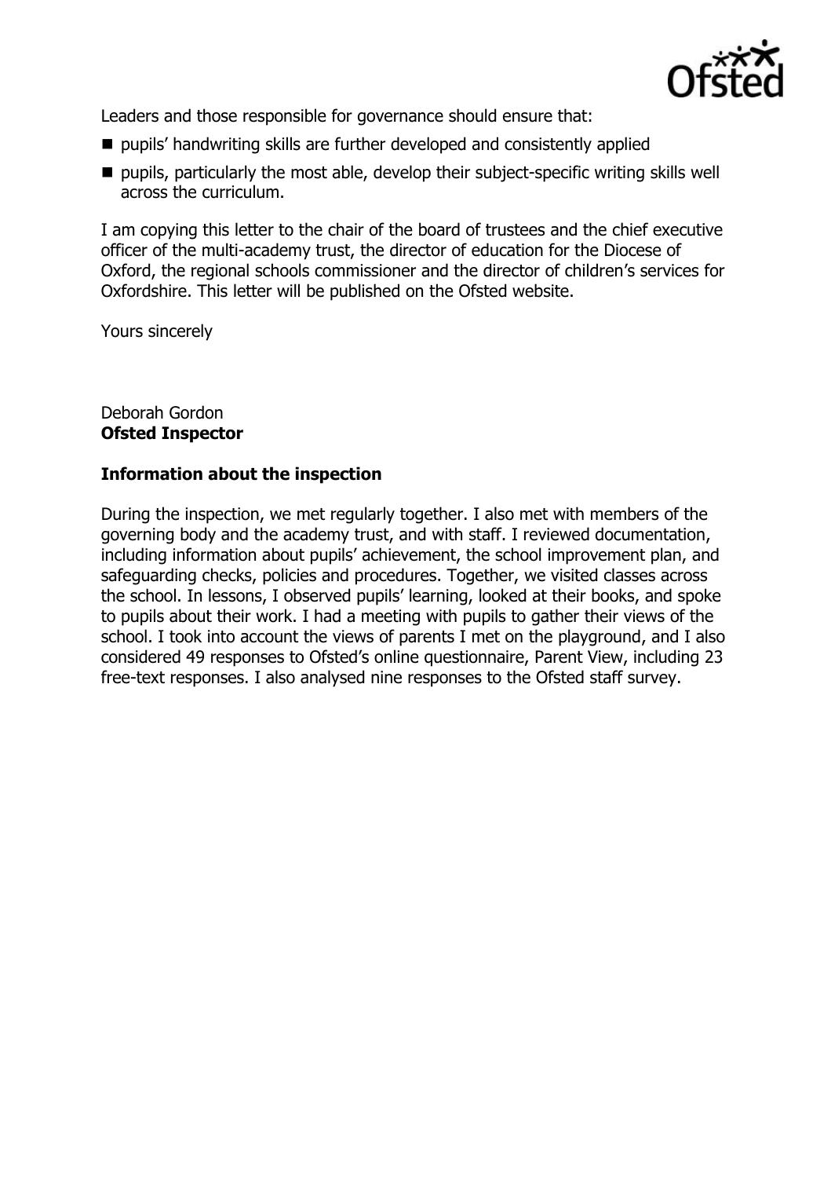Leaders and those responsible for governance should ensure that:

- pupils' handwriting skills are further developed and consistently applied
- pupils, particularly the most able, develop their subject-specific writing skills well across the curriculum.

I am copying this letter to the chair of the board of trustees and the chief executive officer of the multi-academy trust, the director of education for the Diocese of Oxford, the regional schools commissioner and the director of children's services for Oxfordshire. This letter will be published on the Ofsted website.

Yours sincerely

Deborah Gordon
**Ofsted Inspector**

### Information about the inspection

During the inspection, we met regularly together. I also met with members of the governing body and the academy trust, and with staff. I reviewed documentation, including information about pupils' achievement, the school improvement plan, and safeguarding checks, policies and procedures. Together, we visited classes across the school. In lessons, I observed pupils' learning, looked at their books, and spoke to pupils about their work. I had a meeting with pupils to gather their views of the school. I took into account the views of parents I met on the playground, and I also considered 49 responses to Ofsted's online questionnaire, Parent View, including 23 free-text responses. I also analysed nine responses to the Ofsted staff survey.